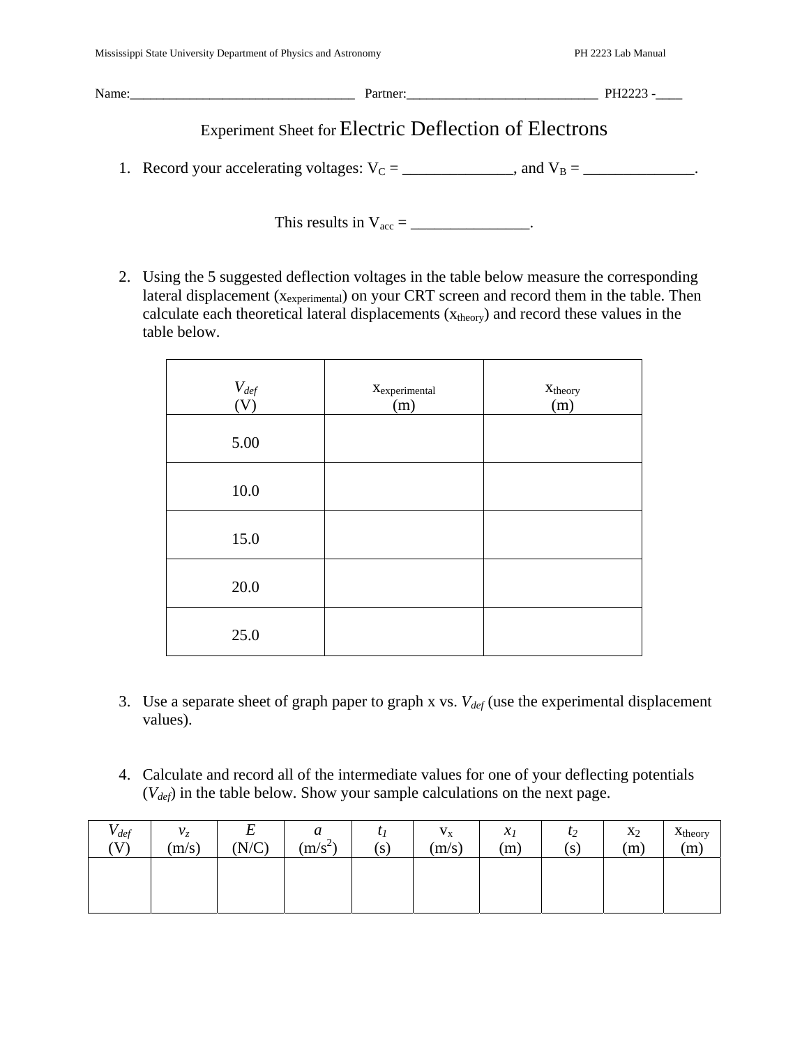Name:_________________________________ Partner:____________________________ PH2223 -____

# Experiment Sheet for Electric Deflection of Electrons

1. Record your accelerating voltages: $V_C$ = ______________, and $V_B$ = ______________.

   This results in $V_{acc}$ = _______________.

2. Using the 5 suggested deflection voltages in the table below measure the corresponding lateral displacement ($x_{experimental}$) on your CRT screen and record them in the table. Then calculate each theoretical lateral displacements ($x_{theory}$) and record these values in the table below.

| $V_{def}$ (V) | $x_{experimental}$ (m) | $x_{theory}$ (m) |
|---|---|---|
| 5.00 | | |
| 10.0 | | |
| 15.0 | | |
| 20.0 | | |
| 25.0 | | |

3. Use a separate sheet of graph paper to graph x vs. $V_{def}$ (use the experimental displacement values).

4. Calculate and record all of the intermediate values for one of your deflecting potentials ($V_{def}$) in the table below. Show your sample calculations on the next page.

| $V_{def}$ (V) | $v_z$ (m/s) | $E$ (N/C) | $a$ (m/s$^2$) | $t_1$ (s) | $v_x$ (m/s) | $x_1$ (m) | $t_2$ (s) | $x_2$ (m) | $x_{theory}$ (m) |
|---|---|---|---|---|---|---|---|---|---|
| | | | | | | | | | |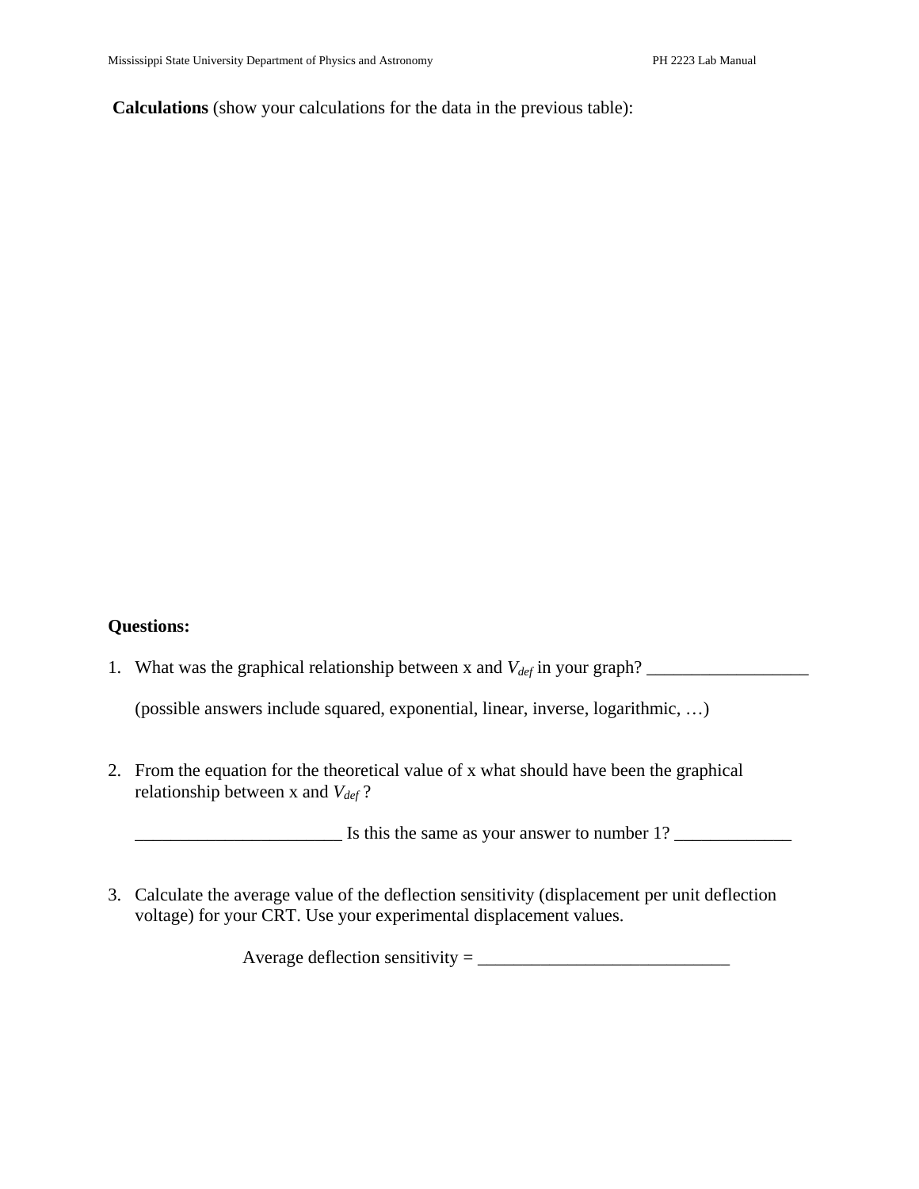**Calculations** (show your calculations for the data in the previous table):

**Questions:**

1. What was the graphical relationship between x and $V_{def}$ in your graph? __________________

   (possible answers include squared, exponential, linear, inverse, logarithmic, …)

2. From the equation for the theoretical value of x what should have been the graphical relationship between x and $V_{def}$ ?

   _______________________ Is this the same as your answer to number 1? _____________

3. Calculate the average value of the deflection sensitivity (displacement per unit deflection voltage) for your CRT. Use your experimental displacement values.

   Average deflection sensitivity = ____________________________